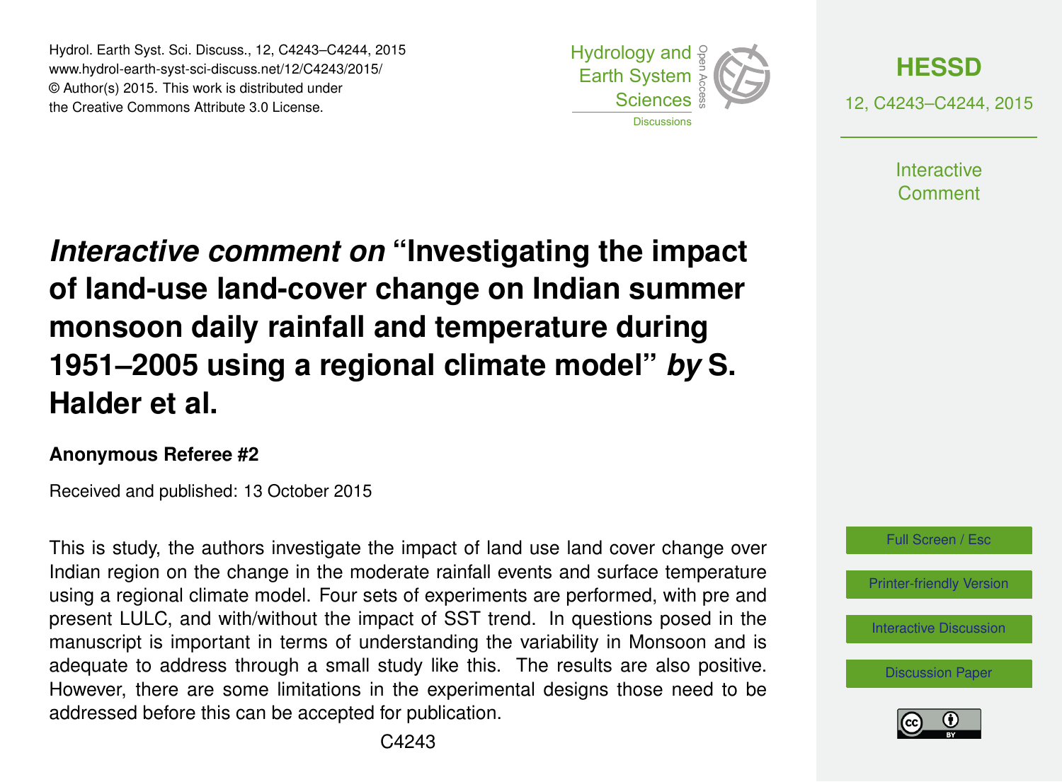# *Interactive comment on* "Investigating the impact of land-use land-cover change on Indian summer monsoon daily rainfall and temperature during 1951–2005 using a regional climate model" *by* S. Halder et al.

**Anonymous Referee #2**

Received and published: 13 October 2015

This is study, the authors investigate the impact of land use land cover change over Indian region on the change in the moderate rainfall events and surface temperature using a regional climate model. Four sets of experiments are performed, with pre and present LULC, and with/without the impact of SST trend. In questions posed in the manuscript is important in terms of understanding the variability in Monsoon and is adequate to address through a small study like this. The results are also positive. However, there are some limitations in the experimental designs those need to be addressed before this can be accepted for publication.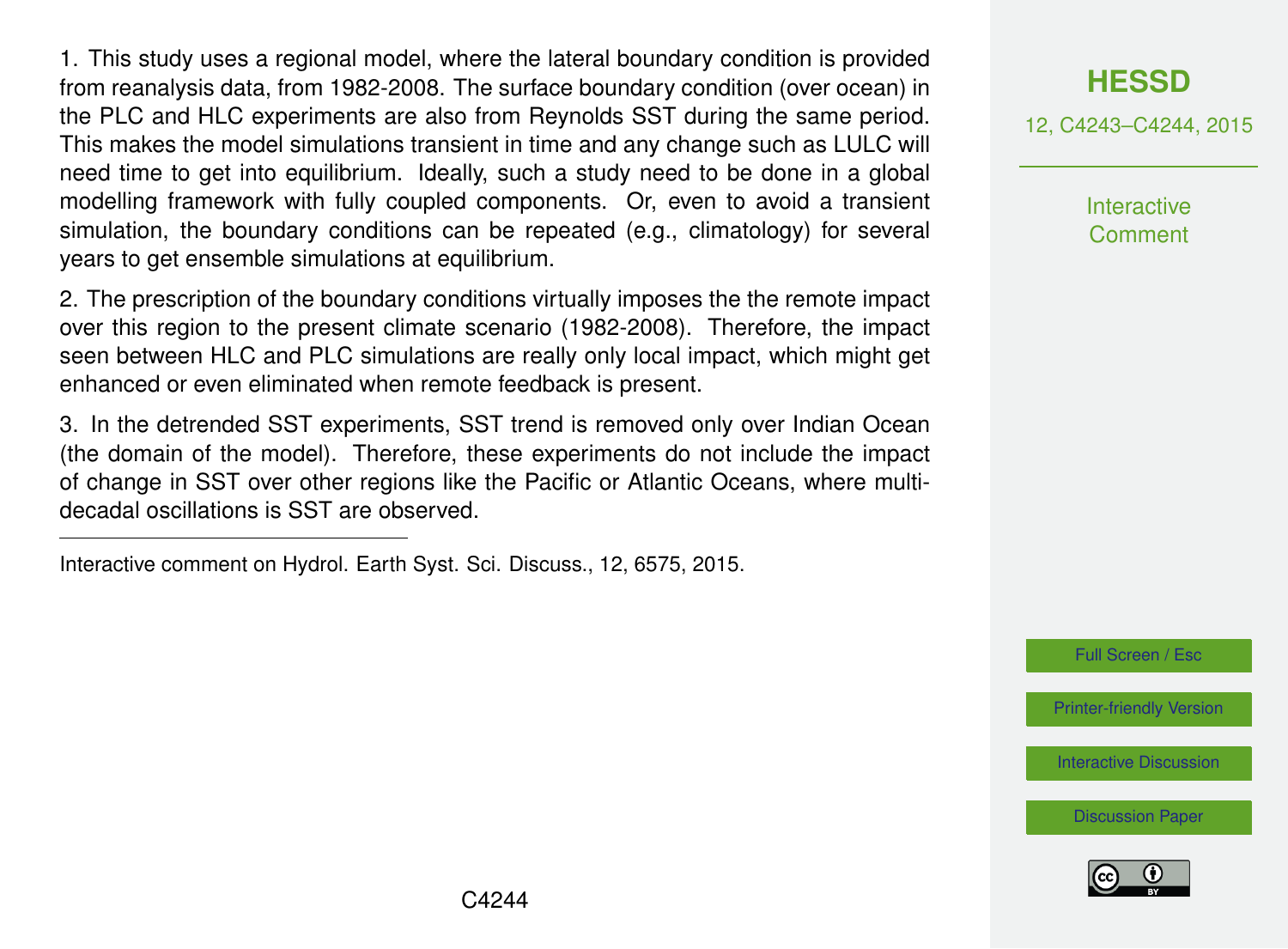1. This study uses a regional model, where the lateral boundary condition is provided from reanalysis data, from 1982-2008. The surface boundary condition (over ocean) in the PLC and HLC experiments are also from Reynolds SST during the same period. This makes the model simulations transient in time and any change such as LULC will need time to get into equilibrium. Ideally, such a study need to be done in a global modelling framework with fully coupled components. Or, even to avoid a transient simulation, the boundary conditions can be repeated (e.g., climatology) for several years to get ensemble simulations at equilibrium.

2. The prescription of the boundary conditions virtually imposes the the remote impact over this region to the present climate scenario (1982-2008). Therefore, the impact seen between HLC and PLC simulations are really only local impact, which might get enhanced or even eliminated when remote feedback is present.

3. In the detrended SST experiments, SST trend is removed only over Indian Ocean (the domain of the model). Therefore, these experiments do not include the impact of change in SST over other regions like the Pacific or Atlantic Oceans, where multi-decadal oscillations is SST are observed.

---

Interactive comment on Hydrol. Earth Syst. Sci. Discuss., 12, 6575, 2015.